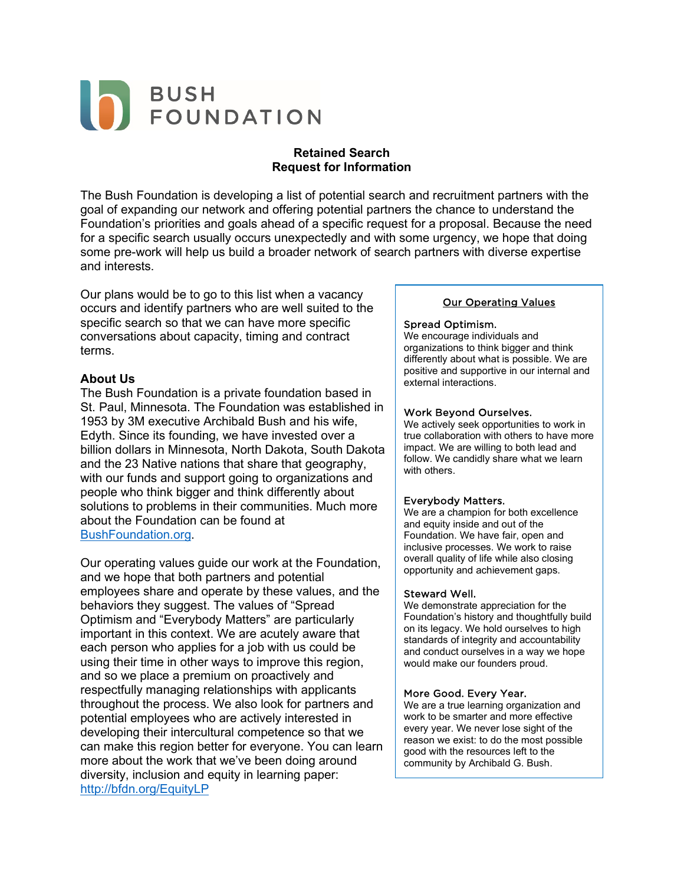# BUSH FOUNDATION

**Retained Search**
**Request for Information**

The Bush Foundation is developing a list of potential search and recruitment partners with the goal of expanding our network and offering potential partners the chance to understand the Foundation's priorities and goals ahead of a specific request for a proposal. Because the need for a specific search usually occurs unexpectedly and with some urgency, we hope that doing some pre-work will help us build a broader network of search partners with diverse expertise and interests.

Our plans would be to go to this list when a vacancy occurs and identify partners who are well suited to the specific search so that we can have more specific conversations about capacity, timing and contract terms.

### About Us

The Bush Foundation is a private foundation based in St. Paul, Minnesota. The Foundation was established in 1953 by 3M executive Archibald Bush and his wife, Edyth. Since its founding, we have invested over a billion dollars in Minnesota, North Dakota, South Dakota and the 23 Native nations that share that geography, with our funds and support going to organizations and people who think bigger and think differently about solutions to problems in their communities. Much more about the Foundation can be found at [BushFoundation.org](BushFoundation.org).

Our operating values guide our work at the Foundation, and we hope that both partners and potential employees share and operate by these values, and the behaviors they suggest. The values of "Spread Optimism and "Everybody Matters" are particularly important in this context. We are acutely aware that each person who applies for a job with us could be using their time in other ways to improve this region, and so we place a premium on proactively and respectfully managing relationships with applicants throughout the process. We also look for partners and potential employees who are actively interested in developing their intercultural competence so that we can make this region better for everyone. You can learn more about the work that we've been doing around diversity, inclusion and equity in learning paper: [http://bfdn.org/EquityLP](http://bfdn.org/EquityLP)

### Our Operating Values

**Spread Optimism.**
We encourage individuals and organizations to think bigger and think differently about what is possible. We are positive and supportive in our internal and external interactions.

**Work Beyond Ourselves.**
We actively seek opportunities to work in true collaboration with others to have more impact. We are willing to both lead and follow. We candidly share what we learn with others.

**Everybody Matters.**
We are a champion for both excellence and equity inside and out of the Foundation. We have fair, open and inclusive processes. We work to raise overall quality of life while also closing opportunity and achievement gaps.

**Steward Well.**
We demonstrate appreciation for the Foundation's history and thoughtfully build on its legacy. We hold ourselves to high standards of integrity and accountability and conduct ourselves in a way we hope would make our founders proud.

**More Good. Every Year.**
We are a true learning organization and work to be smarter and more effective every year. We never lose sight of the reason we exist: to do the most possible good with the resources left to the community by Archibald G. Bush.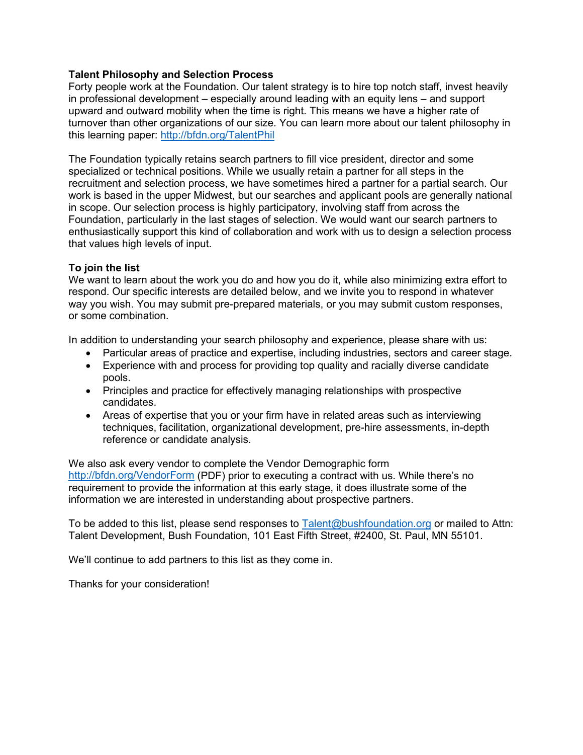**Talent Philosophy and Selection Process**

Forty people work at the Foundation. Our talent strategy is to hire top notch staff, invest heavily in professional development – especially around leading with an equity lens – and support upward and outward mobility when the time is right. This means we have a higher rate of turnover than other organizations of our size. You can learn more about our talent philosophy in this learning paper: http://bfdn.org/TalentPhil

The Foundation typically retains search partners to fill vice president, director and some specialized or technical positions. While we usually retain a partner for all steps in the recruitment and selection process, we have sometimes hired a partner for a partial search. Our work is based in the upper Midwest, but our searches and applicant pools are generally national in scope. Our selection process is highly participatory, involving staff from across the Foundation, particularly in the last stages of selection. We would want our search partners to enthusiastically support this kind of collaboration and work with us to design a selection process that values high levels of input.

**To join the list**

We want to learn about the work you do and how you do it, while also minimizing extra effort to respond. Our specific interests are detailed below, and we invite you to respond in whatever way you wish. You may submit pre-prepared materials, or you may submit custom responses, or some combination.

In addition to understanding your search philosophy and experience, please share with us:

- Particular areas of practice and expertise, including industries, sectors and career stage.
- Experience with and process for providing top quality and racially diverse candidate pools.
- Principles and practice for effectively managing relationships with prospective candidates.
- Areas of expertise that you or your firm have in related areas such as interviewing techniques, facilitation, organizational development, pre-hire assessments, in-depth reference or candidate analysis.

We also ask every vendor to complete the Vendor Demographic form http://bfdn.org/VendorForm (PDF) prior to executing a contract with us. While there's no requirement to provide the information at this early stage, it does illustrate some of the information we are interested in understanding about prospective partners.

To be added to this list, please send responses to Talent@bushfoundation.org or mailed to Attn: Talent Development, Bush Foundation, 101 East Fifth Street, #2400, St. Paul, MN 55101.

We'll continue to add partners to this list as they come in.

Thanks for your consideration!